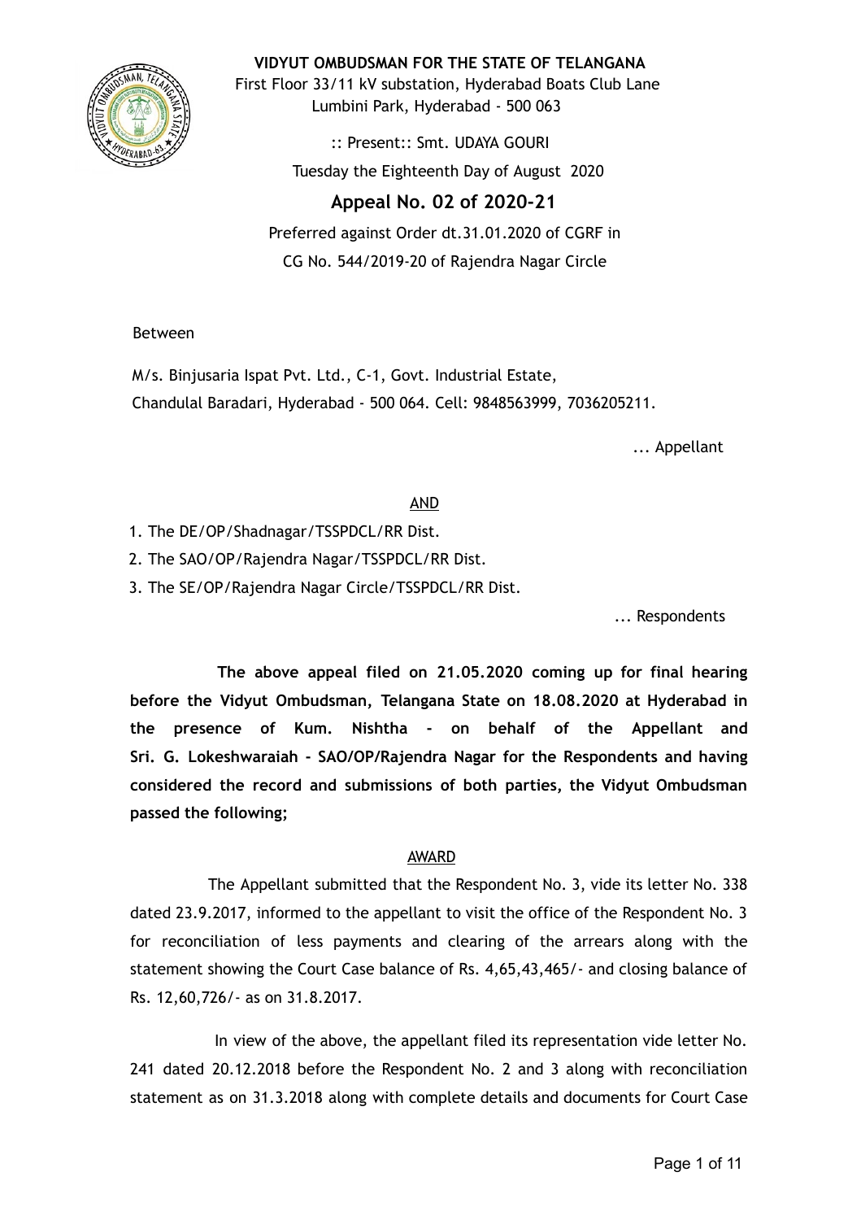**VIDYUT OMBUDSMAN FOR THE STATE OF TELANGANA**

First Floor 33/11 kV substation, Hyderabad Boats Club Lane
Lumbini Park, Hyderabad - 500 063

:: Present:: Smt. UDAYA GOURI

Tuesday the Eighteenth Day of August 2020

## Appeal No. 02 of 2020-21

Preferred against Order dt.31.01.2020 of CGRF in
CG No. 544/2019-20 of Rajendra Nagar Circle

Between

M/s. Binjusaria Ispat Pvt. Ltd., C-1, Govt. Industrial Estate,
Chandulal Baradari, Hyderabad - 500 064. Cell: 9848563999, 7036205211.

... Appellant

AND

1. The DE/OP/Shadnagar/TSSPDCL/RR Dist.
2. The SAO/OP/Rajendra Nagar/TSSPDCL/RR Dist.
3. The SE/OP/Rajendra Nagar Circle/TSSPDCL/RR Dist.

... Respondents

**The above appeal filed on 21.05.2020 coming up for final hearing before the Vidyut Ombudsman, Telangana State on 18.08.2020 at Hyderabad in the presence of Kum. Nishtha - on behalf of the Appellant and Sri. G. Lokeshwaraiah - SAO/OP/Rajendra Nagar for the Respondents and having considered the record and submissions of both parties, the Vidyut Ombudsman passed the following;**

AWARD

The Appellant submitted that the Respondent No. 3, vide its letter No. 338 dated 23.9.2017, informed to the appellant to visit the office of the Respondent No. 3 for reconciliation of less payments and clearing of the arrears along with the statement showing the Court Case balance of Rs. 4,65,43,465/- and closing balance of Rs. 12,60,726/- as on 31.8.2017.

In view of the above, the appellant filed its representation vide letter No. 241 dated 20.12.2018 before the Respondent No. 2 and 3 along with reconciliation statement as on 31.3.2018 along with complete details and documents for Court Case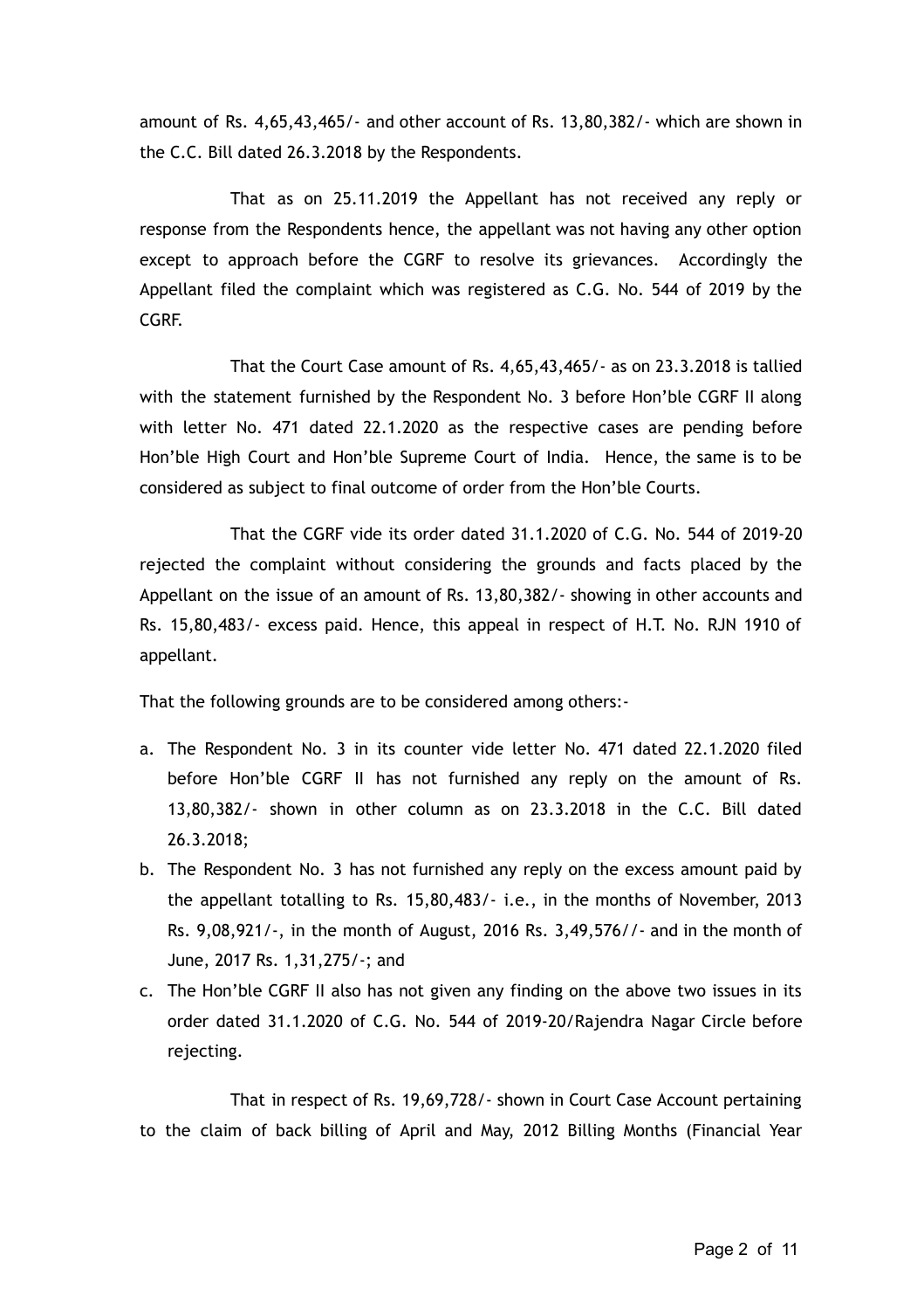amount of Rs. 4,65,43,465/- and other account of Rs. 13,80,382/- which are shown in the C.C. Bill dated 26.3.2018 by the Respondents.

That as on 25.11.2019 the Appellant has not received any reply or response from the Respondents hence, the appellant was not having any other option except to approach before the CGRF to resolve its grievances. Accordingly the Appellant filed the complaint which was registered as C.G. No. 544 of 2019 by the CGRF.

That the Court Case amount of Rs. 4,65,43,465/- as on 23.3.2018 is tallied with the statement furnished by the Respondent No. 3 before Hon'ble CGRF II along with letter No. 471 dated 22.1.2020 as the respective cases are pending before Hon'ble High Court and Hon'ble Supreme Court of India. Hence, the same is to be considered as subject to final outcome of order from the Hon'ble Courts.

That the CGRF vide its order dated 31.1.2020 of C.G. No. 544 of 2019-20 rejected the complaint without considering the grounds and facts placed by the Appellant on the issue of an amount of Rs. 13,80,382/- showing in other accounts and Rs. 15,80,483/- excess paid. Hence, this appeal in respect of H.T. No. RJN 1910 of appellant.

That the following grounds are to be considered among others:-

a. The Respondent No. 3 in its counter vide letter No. 471 dated 22.1.2020 filed before Hon'ble CGRF II has not furnished any reply on the amount of Rs. 13,80,382/- shown in other column as on 23.3.2018 in the C.C. Bill dated 26.3.2018;
b. The Respondent No. 3 has not furnished any reply on the excess amount paid by the appellant totalling to Rs. 15,80,483/- i.e., in the months of November, 2013 Rs. 9,08,921/-, in the month of August, 2016 Rs. 3,49,576//- and in the month of June, 2017 Rs. 1,31,275/-; and
c. The Hon'ble CGRF II also has not given any finding on the above two issues in its order dated 31.1.2020 of C.G. No. 544 of 2019-20/Rajendra Nagar Circle before rejecting.

That in respect of Rs. 19,69,728/- shown in Court Case Account pertaining to the claim of back billing of April and May, 2012 Billing Months (Financial Year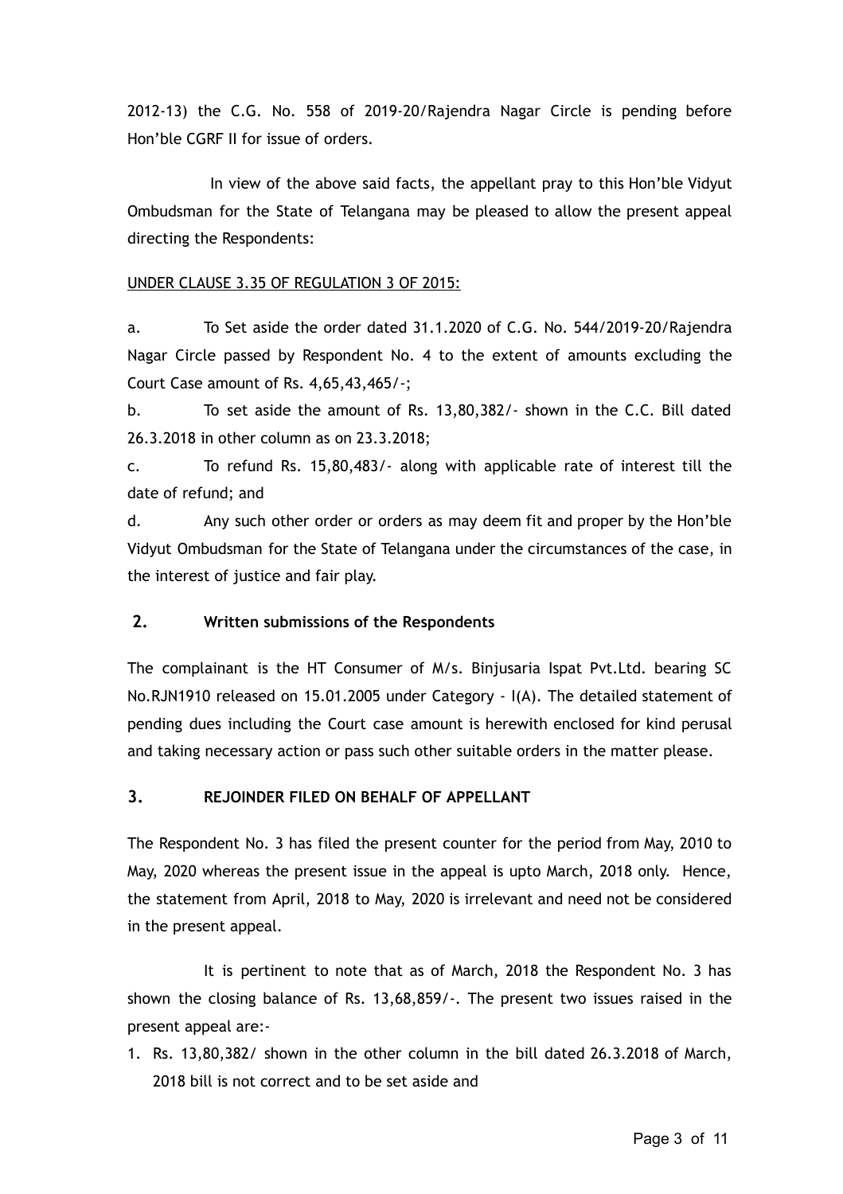2012-13) the C.G. No. 558 of 2019-20/Rajendra Nagar Circle is pending before Hon'ble CGRF II for issue of orders.

In view of the above said facts, the appellant pray to this Hon'ble Vidyut Ombudsman for the State of Telangana may be pleased to allow the present appeal directing the Respondents:

UNDER CLAUSE 3.35 OF REGULATION 3 OF 2015:

a. To Set aside the order dated 31.1.2020 of C.G. No. 544/2019-20/Rajendra Nagar Circle passed by Respondent No. 4 to the extent of amounts excluding the Court Case amount of Rs. 4,65,43,465/-;

b. To set aside the amount of Rs. 13,80,382/- shown in the C.C. Bill dated 26.3.2018 in other column as on 23.3.2018;

c. To refund Rs. 15,80,483/- along with applicable rate of interest till the date of refund; and

d. Any such other order or orders as may deem fit and proper by the Hon'ble Vidyut Ombudsman for the State of Telangana under the circumstances of the case, in the interest of justice and fair play.

## 2. Written submissions of the Respondents

The complainant is the HT Consumer of M/s. Binjusaria Ispat Pvt.Ltd. bearing SC No.RJN1910 released on 15.01.2005 under Category - I(A). The detailed statement of pending dues including the Court case amount is herewith enclosed for kind perusal and taking necessary action or pass such other suitable orders in the matter please.

## 3. REJOINDER FILED ON BEHALF OF APPELLANT

The Respondent No. 3 has filed the present counter for the period from May, 2010 to May, 2020 whereas the present issue in the appeal is upto March, 2018 only. Hence, the statement from April, 2018 to May, 2020 is irrelevant and need not be considered in the present appeal.

It is pertinent to note that as of March, 2018 the Respondent No. 3 has shown the closing balance of Rs. 13,68,859/-. The present two issues raised in the present appeal are:-

1. Rs. 13,80,382/ shown in the other column in the bill dated 26.3.2018 of March, 2018 bill is not correct and to be set aside and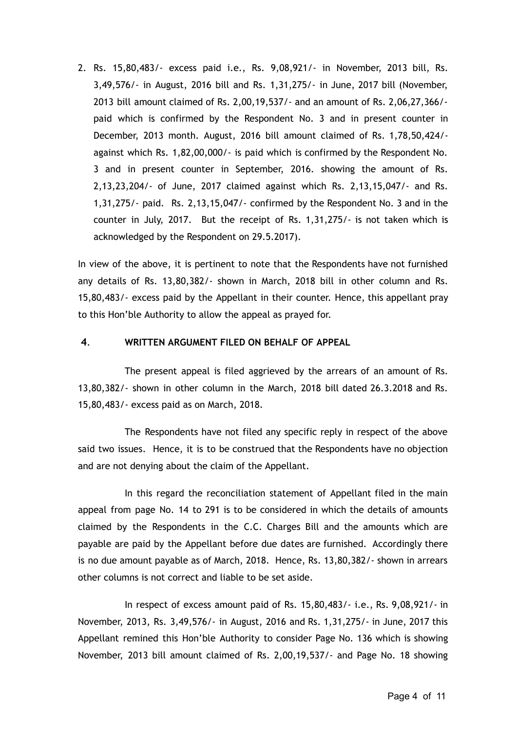2. Rs. 15,80,483/- excess paid i.e., Rs. 9,08,921/- in November, 2013 bill, Rs. 3,49,576/- in August, 2016 bill and Rs. 1,31,275/- in June, 2017 bill (November, 2013 bill amount claimed of Rs. 2,00,19,537/- and an amount of Rs. 2,06,27,366/- paid which is confirmed by the Respondent No. 3 and in present counter in December, 2013 month. August, 2016 bill amount claimed of Rs. 1,78,50,424/- against which Rs. 1,82,00,000/- is paid which is confirmed by the Respondent No. 3 and in present counter in September, 2016. showing the amount of Rs. 2,13,23,204/- of June, 2017 claimed against which Rs. 2,13,15,047/- and Rs. 1,31,275/- paid. Rs. 2,13,15,047/- confirmed by the Respondent No. 3 and in the counter in July, 2017. But the receipt of Rs. 1,31,275/- is not taken which is acknowledged by the Respondent on 29.5.2017).

In view of the above, it is pertinent to note that the Respondents have not furnished any details of Rs. 13,80,382/- shown in March, 2018 bill in other column and Rs. 15,80,483/- excess paid by the Appellant in their counter. Hence, this appellant pray to this Hon'ble Authority to allow the appeal as prayed for.

## 4. WRITTEN ARGUMENT FILED ON BEHALF OF APPEAL

The present appeal is filed aggrieved by the arrears of an amount of Rs. 13,80,382/- shown in other column in the March, 2018 bill dated 26.3.2018 and Rs. 15,80,483/- excess paid as on March, 2018.

The Respondents have not filed any specific reply in respect of the above said two issues. Hence, it is to be construed that the Respondents have no objection and are not denying about the claim of the Appellant.

In this regard the reconciliation statement of Appellant filed in the main appeal from page No. 14 to 291 is to be considered in which the details of amounts claimed by the Respondents in the C.C. Charges Bill and the amounts which are payable are paid by the Appellant before due dates are furnished. Accordingly there is no due amount payable as of March, 2018. Hence, Rs. 13,80,382/- shown in arrears other columns is not correct and liable to be set aside.

In respect of excess amount paid of Rs. 15,80,483/- i.e., Rs. 9,08,921/- in November, 2013, Rs. 3,49,576/- in August, 2016 and Rs. 1,31,275/- in June, 2017 this Appellant remined this Hon'ble Authority to consider Page No. 136 which is showing November, 2013 bill amount claimed of Rs. 2,00,19,537/- and Page No. 18 showing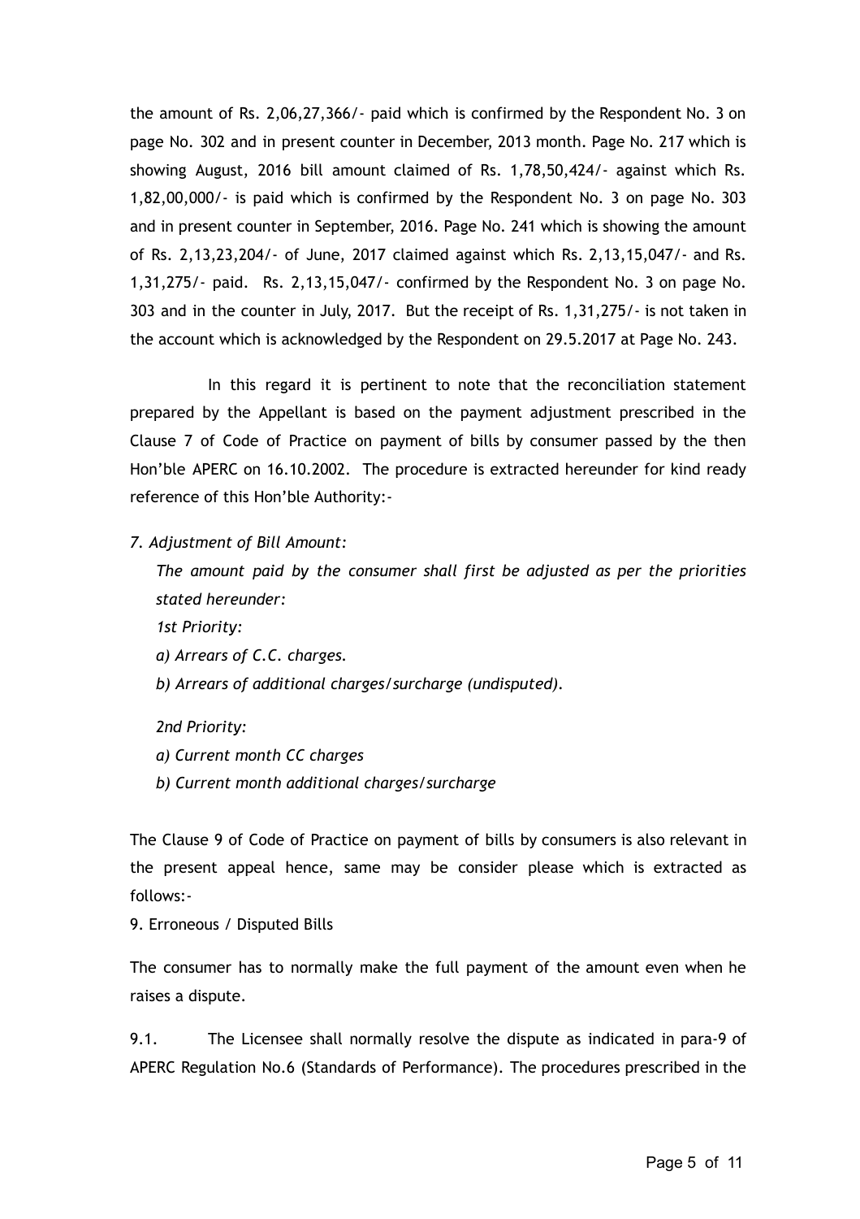the amount of Rs. 2,06,27,366/- paid which is confirmed by the Respondent No. 3 on page No. 302 and in present counter in December, 2013 month. Page No. 217 which is showing August, 2016 bill amount claimed of Rs. 1,78,50,424/- against which Rs. 1,82,00,000/- is paid which is confirmed by the Respondent No. 3 on page No. 303 and in present counter in September, 2016. Page No. 241 which is showing the amount of Rs. 2,13,23,204/- of June, 2017 claimed against which Rs. 2,13,15,047/- and Rs. 1,31,275/- paid. Rs. 2,13,15,047/- confirmed by the Respondent No. 3 on page No. 303 and in the counter in July, 2017. But the receipt of Rs. 1,31,275/- is not taken in the account which is acknowledged by the Respondent on 29.5.2017 at Page No. 243.

In this regard it is pertinent to note that the reconciliation statement prepared by the Appellant is based on the payment adjustment prescribed in the Clause 7 of Code of Practice on payment of bills by consumer passed by the then Hon'ble APERC on 16.10.2002. The procedure is extracted hereunder for kind ready reference of this Hon'ble Authority:-

*7. Adjustment of Bill Amount:*

*The amount paid by the consumer shall first be adjusted as per the priorities stated hereunder:*

*1st Priority:*

*a) Arrears of C.C. charges.*

*b) Arrears of additional charges/surcharge (undisputed).*

*2nd Priority:*

*a) Current month CC charges*

*b) Current month additional charges/surcharge*

The Clause 9 of Code of Practice on payment of bills by consumers is also relevant in the present appeal hence, same may be consider please which is extracted as follows:-

9. Erroneous / Disputed Bills

The consumer has to normally make the full payment of the amount even when he raises a dispute.

9.1. The Licensee shall normally resolve the dispute as indicated in para-9 of APERC Regulation No.6 (Standards of Performance). The procedures prescribed in the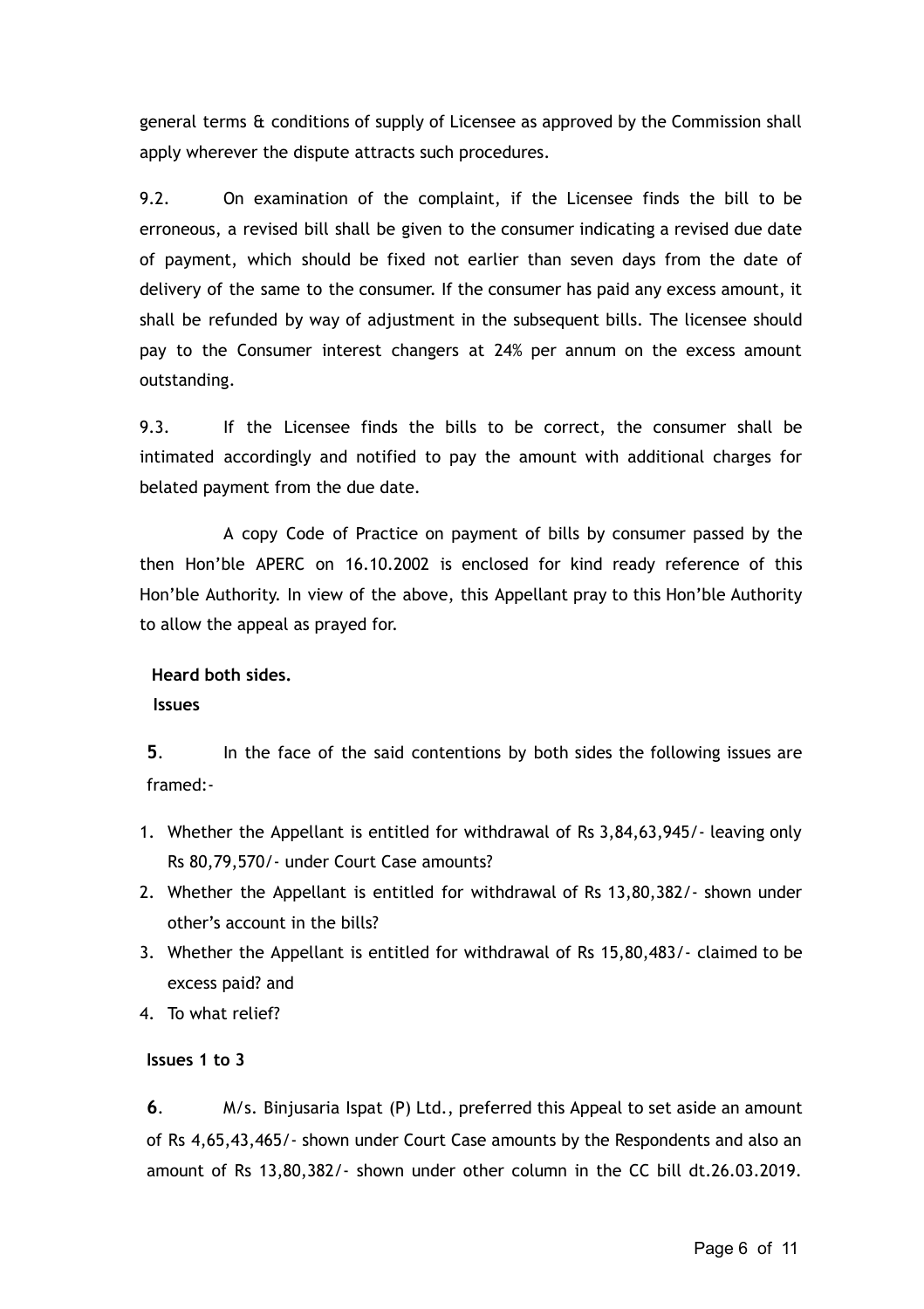general terms & conditions of supply of Licensee as approved by the Commission shall apply wherever the dispute attracts such procedures.

9.2. On examination of the complaint, if the Licensee finds the bill to be erroneous, a revised bill shall be given to the consumer indicating a revised due date of payment, which should be fixed not earlier than seven days from the date of delivery of the same to the consumer. If the consumer has paid any excess amount, it shall be refunded by way of adjustment in the subsequent bills. The licensee should pay to the Consumer interest changers at 24% per annum on the excess amount outstanding.

9.3. If the Licensee finds the bills to be correct, the consumer shall be intimated accordingly and notified to pay the amount with additional charges for belated payment from the due date.

A copy Code of Practice on payment of bills by consumer passed by the then Hon'ble APERC on 16.10.2002 is enclosed for kind ready reference of this Hon'ble Authority. In view of the above, this Appellant pray to this Hon'ble Authority to allow the appeal as prayed for.

**Heard both sides.**

**Issues**

**5**. In the face of the said contentions by both sides the following issues are framed:-

1. Whether the Appellant is entitled for withdrawal of Rs 3,84,63,945/- leaving only Rs 80,79,570/- under Court Case amounts?
2. Whether the Appellant is entitled for withdrawal of Rs 13,80,382/- shown under other's account in the bills?
3. Whether the Appellant is entitled for withdrawal of Rs 15,80,483/- claimed to be excess paid? and
4. To what relief?

**Issues 1 to 3**

**6**. M/s. Binjusaria Ispat (P) Ltd., preferred this Appeal to set aside an amount of Rs 4,65,43,465/- shown under Court Case amounts by the Respondents and also an amount of Rs 13,80,382/- shown under other column in the CC bill dt.26.03.2019.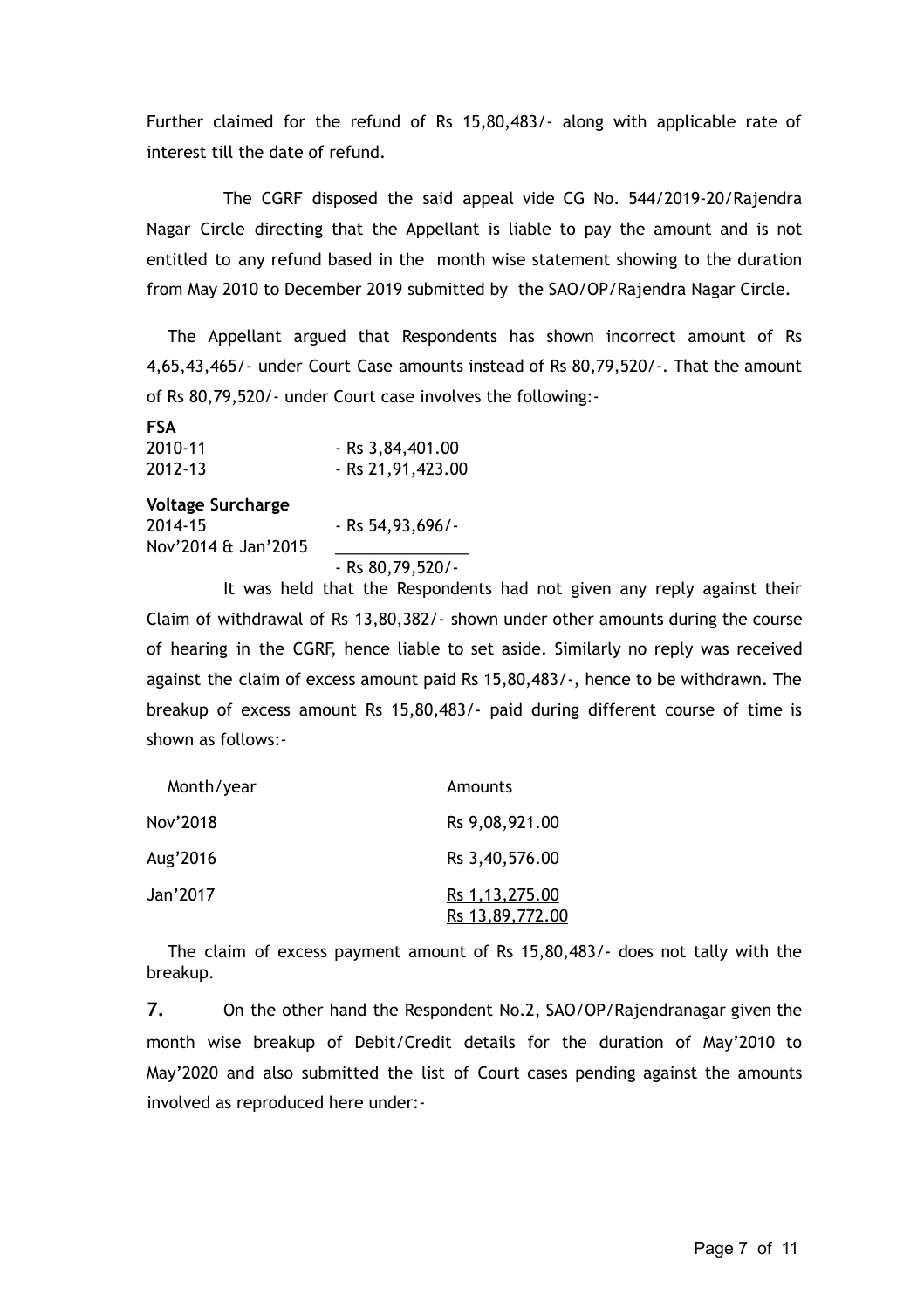Further claimed for the refund of Rs 15,80,483/- along with applicable rate of interest till the date of refund.

The CGRF disposed the said appeal vide CG No. 544/2019-20/Rajendra Nagar Circle directing that the Appellant is liable to pay the amount and is not entitled to any refund based in the month wise statement showing to the duration from May 2010 to December 2019 submitted by the SAO/OP/Rajendra Nagar Circle.

The Appellant argued that Respondents has shown incorrect amount of Rs 4,65,43,465/- under Court Case amounts instead of Rs 80,79,520/-. That the amount of Rs 80,79,520/- under Court case involves the following:-

**FSA**

| | |
|---|---|
| 2010-11 | - Rs 3,84,401.00 |
| 2012-13 | - Rs 21,91,423.00 |

**Voltage Surcharge**

| | |
|---|---|
| 2014-15 | - Rs 54,93,696/- |
| Nov'2014 & Jan'2015 | |
| | - Rs 80,79,520/- |

It was held that the Respondents had not given any reply against their Claim of withdrawal of Rs 13,80,382/- shown under other amounts during the course of hearing in the CGRF, hence liable to set aside. Similarly no reply was received against the claim of excess amount paid Rs 15,80,483/-, hence to be withdrawn. The breakup of excess amount Rs 15,80,483/- paid during different course of time is shown as follows:-

| Month/year | Amounts |
|---|---|
| Nov'2018 | Rs 9,08,921.00 |
| Aug'2016 | Rs 3,40,576.00 |
| Jan'2017 | Rs 1,13,275.00 |
| | Rs 13,89,772.00 |

The claim of excess payment amount of Rs 15,80,483/- does not tally with the breakup.

**7.** On the other hand the Respondent No.2, SAO/OP/Rajendranagar given the month wise breakup of Debit/Credit details for the duration of May'2010 to May'2020 and also submitted the list of Court cases pending against the amounts involved as reproduced here under:-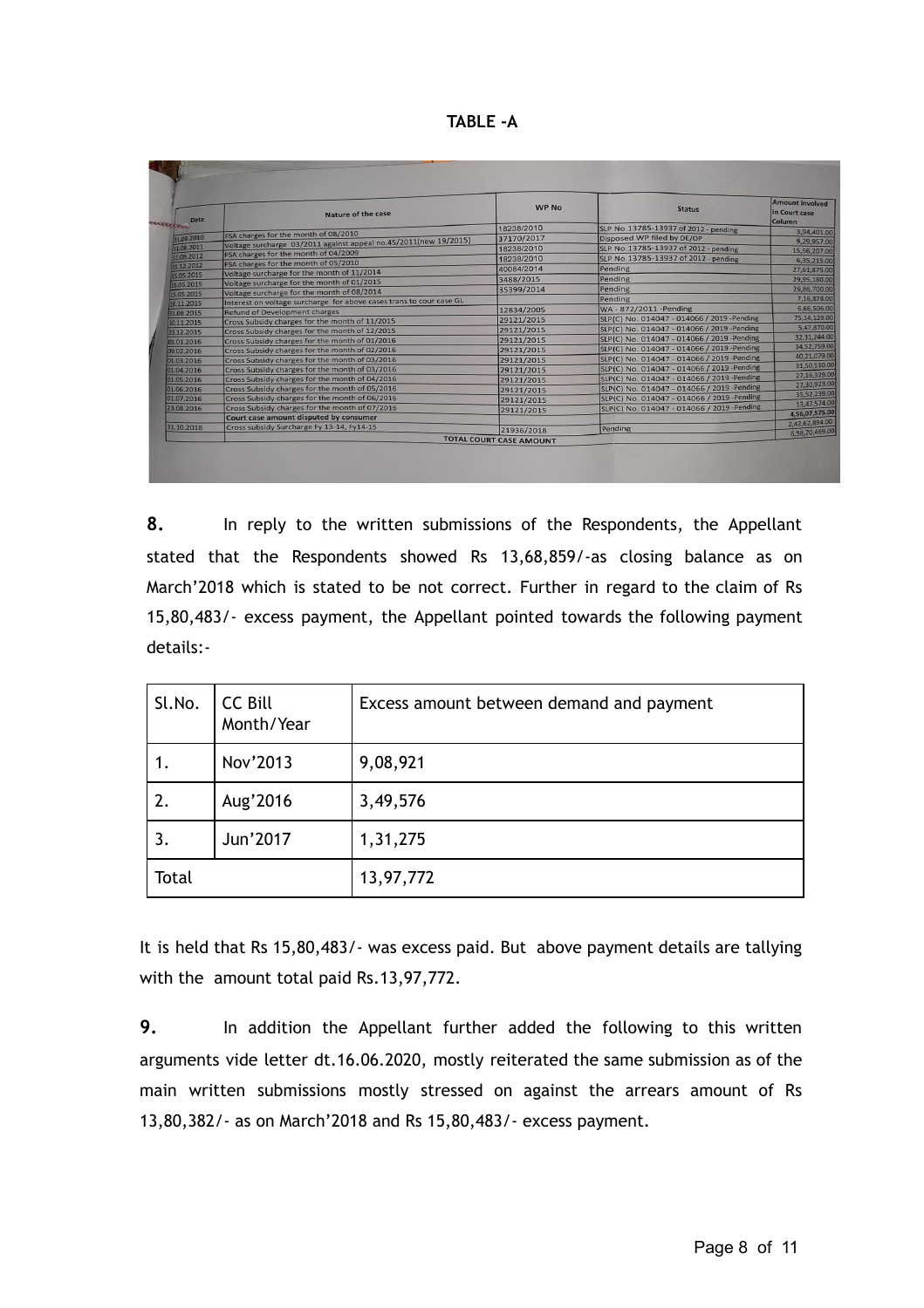**TABLE -A**

| Date | Nature of the case | WP No | Status | Amount involved in Court case Column |
|---|---|---|---|---|
| 31.08.2010 | FSA charges for the month of 08/2010 | 18238/2010 | SLP No.13785-13937 of 2012 - pending | 3,94,401.00 |
| 31.08.2011 | Voltage surcharge 03/2011 against appeal no.45/2011(new 19/2015) | 37170/2017 | Disposed WP filed by DE/OP | 9,29,957.00 |
| 31.08.2012 | FSA charges for the month of 04/2009 | 18238/2010 | SLP No.13785-13937 of 2012 - pending | 15,56,207.00 |
| 31.12.2012 | FSA charges for the month of 05/2010 | 18238/2010 | SLP No.13785-13937 of 2012 - pending | 6,35,215.00 |
| 15.05.2015 | Voltage surcharge for the month of 11/2014 | 40084/2014 | Pending | 27,61,875.00 |
| 15.05.2015 | Voltage surcharge for the month of 01/2015 | 3488/2015 | Pending | 29,95,180.00 |
| 15.05.2015 | Voltage surcharge for the month of 08/2014 | 35399/2014 | Pending | 26,86,700.00 |
| 18.11.2015 | Interest on voltage surcharge for above cases trans to cour case GL | | Pending | 7,16,878.00 |
| 31.08.2015 | Refund of Development charges | 12834/2005 | WA - 872/2011 -Pending | 6,66,506.00 |
| 30.11.2015 | Cross Subsidy charges for the month of 11/2015 | 29121/2015 | SLP(C) No. 014047 - 014066 / 2019 -Pending | 75,14,129.00 |
| 23.12.2015 | Cross Subsidy charges for the month of 12/2015 | 29121/2015 | SLP(C) No. 014047 - 014066 / 2019 -Pending | 5,47,870.00 |
| 01.01.2016 | Cross Subsidy charges for the month of 01/2016 | 29121/2015 | SLP(C) No. 014047 - 014066 / 2019 -Pending | 32,31,244.00 |
| 09.02.2016 | Cross Subsidy charges for the month of 02/2016 | 29121/2015 | SLP(C) No. 014047 - 014066 / 2019 -Pending | 34,52,759.00 |
| 01.03.2016 | Cross Subsidy charges for the month of 03/2016 | 29121/2015 | SLP(C) No. 014047 - 014066 / 2019 -Pending | 40,21,079.00 |
| 01.04.2016 | Cross Subsidy charges for the month of 03/2016 | 29121/2015 | SLP(C) No. 014047 - 014066 / 2019 -Pending | 31,50,510.00 |
| 01.05.2016 | Cross Subsidy charges for the month of 04/2016 | 29121/2015 | SLP(C) No. 014047 - 014066 / 2019 -Pending | 27,16,329.00 |
| 01.06.2016 | Cross Subsidy charges for the month of 05/2016 | 29121/2015 | SLP(C) No. 014047 - 014066 / 2019 -Pending | 27,30,923.00 |
| 01.07.2016 | Cross Subsidy charges for the month of 06/2016 | 29121/2015 | SLP(C) No. 014047 - 014066 / 2019 -Pending | 35,52,239.00 |
| 23.08.2016 | Cross Subsidy charges for the month of 07/2016 | 29121/2015 | SLP(C) No. 014047 - 014066 / 2019 -Pending | 13,47,574.00 |
| | Court case amount disputed by consumer | | | 4,56,07,575.00 |
| 31.10.2018 | Cross subsidy Surcharge Fy 13-14, Fy14-15 | 21936/2018 | Pending | 2,42,62,894.00 |
| | TOTAL COURT CASE AMOUNT | | | 6,98,70,469.00 |

**8.** In reply to the written submissions of the Respondents, the Appellant stated that the Respondents showed Rs 13,68,859/-as closing balance as on March'2018 which is stated to be not correct. Further in regard to the claim of Rs 15,80,483/- excess payment, the Appellant pointed towards the following payment details:-

| Sl.No. | CC Bill Month/Year | Excess amount between demand and payment |
|---|---|---|
| 1. | Nov'2013 | 9,08,921 |
| 2. | Aug'2016 | 3,49,576 |
| 3. | Jun'2017 | 1,31,275 |
| Total | | 13,97,772 |

It is held that Rs 15,80,483/- was excess paid. But above payment details are tallying with the amount total paid Rs.13,97,772.

**9.** In addition the Appellant further added the following to this written arguments vide letter dt.16.06.2020, mostly reiterated the same submission as of the main written submissions mostly stressed on against the arrears amount of Rs 13,80,382/- as on March'2018 and Rs 15,80,483/- excess payment.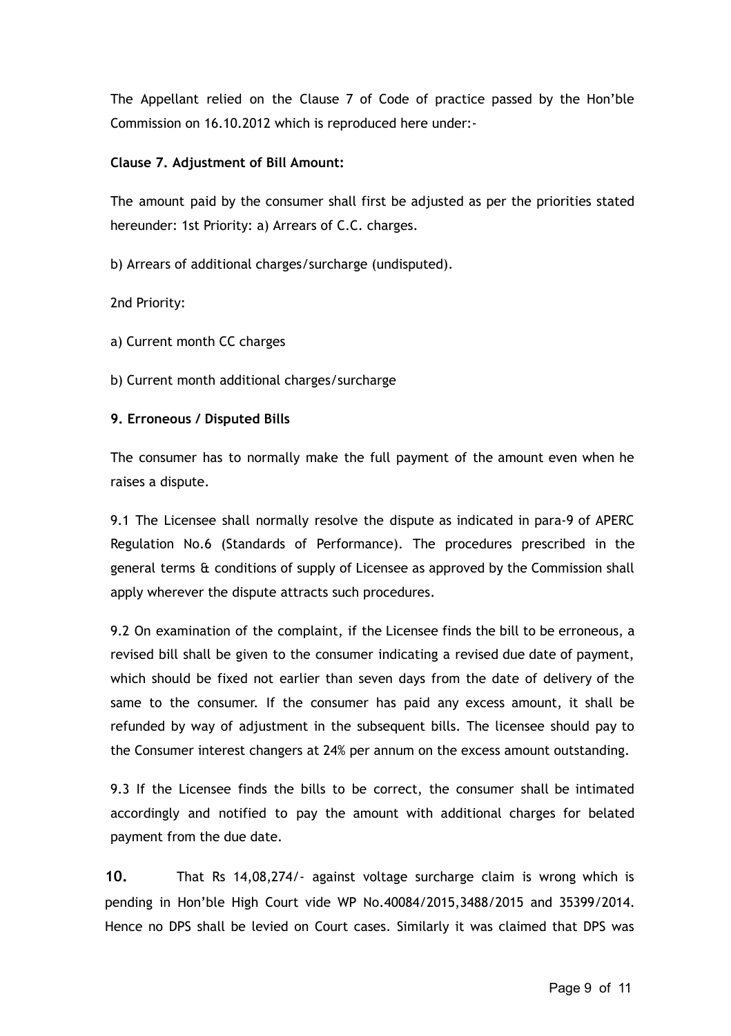The Appellant relied on the Clause 7 of Code of practice passed by the Hon'ble Commission on 16.10.2012 which is reproduced here under:-

**Clause 7. Adjustment of Bill Amount:**

The amount paid by the consumer shall first be adjusted as per the priorities stated hereunder: 1st Priority: a) Arrears of C.C. charges.

b) Arrears of additional charges/surcharge (undisputed).

2nd Priority:

a) Current month CC charges

b) Current month additional charges/surcharge

**9. Erroneous / Disputed Bills**

The consumer has to normally make the full payment of the amount even when he raises a dispute.

9.1 The Licensee shall normally resolve the dispute as indicated in para-9 of APERC Regulation No.6 (Standards of Performance). The procedures prescribed in the general terms & conditions of supply of Licensee as approved by the Commission shall apply wherever the dispute attracts such procedures.

9.2 On examination of the complaint, if the Licensee finds the bill to be erroneous, a revised bill shall be given to the consumer indicating a revised due date of payment, which should be fixed not earlier than seven days from the date of delivery of the same to the consumer. If the consumer has paid any excess amount, it shall be refunded by way of adjustment in the subsequent bills. The licensee should pay to the Consumer interest changers at 24% per annum on the excess amount outstanding.

9.3 If the Licensee finds the bills to be correct, the consumer shall be intimated accordingly and notified to pay the amount with additional charges for belated payment from the due date.

**10.** That Rs 14,08,274/- against voltage surcharge claim is wrong which is pending in Hon'ble High Court vide WP No.40084/2015,3488/2015 and 35399/2014. Hence no DPS shall be levied on Court cases. Similarly it was claimed that DPS was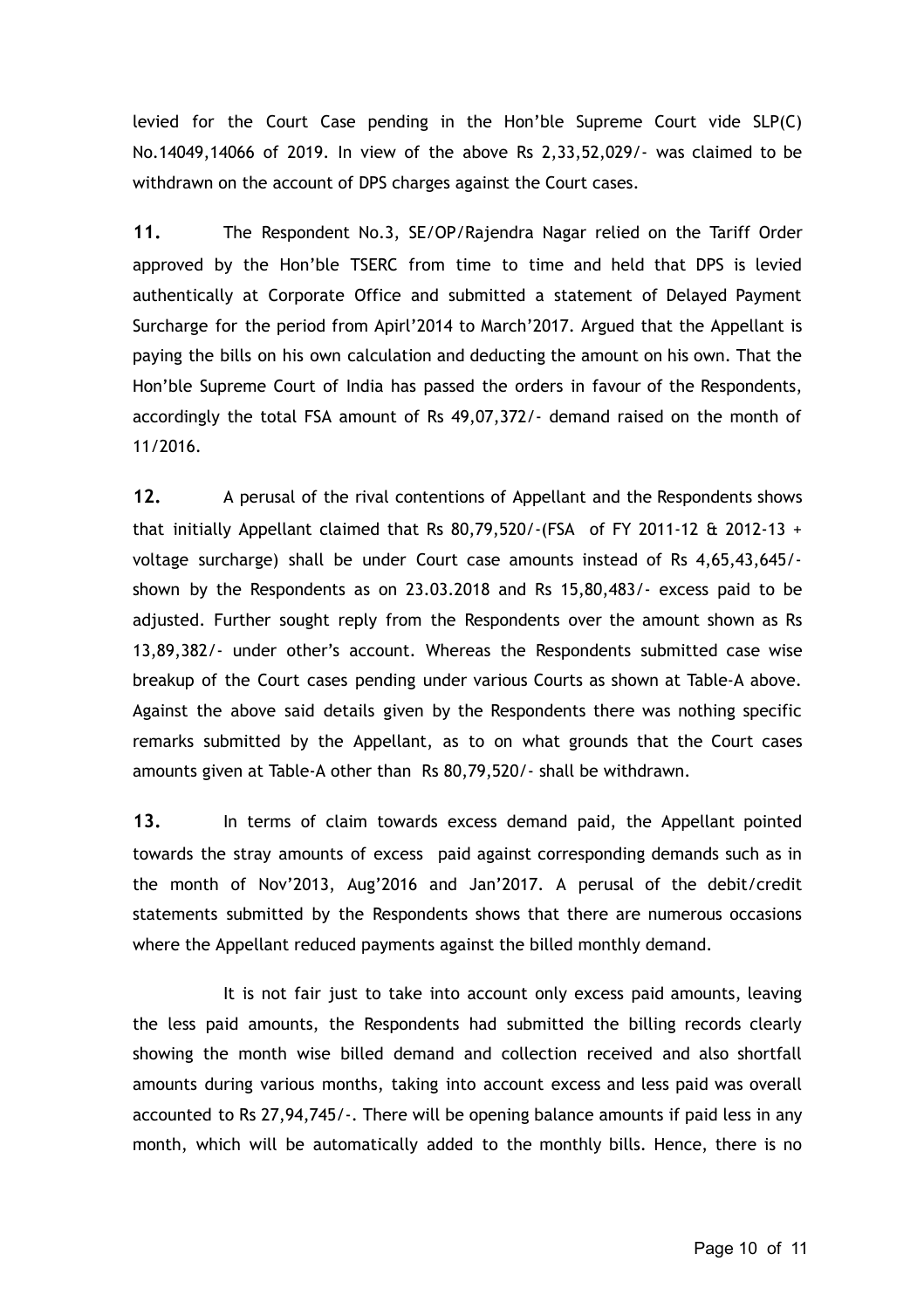levied for the Court Case pending in the Hon'ble Supreme Court vide SLP(C) No.14049,14066 of 2019. In view of the above Rs 2,33,52,029/- was claimed to be withdrawn on the account of DPS charges against the Court cases.

**11.** The Respondent No.3, SE/OP/Rajendra Nagar relied on the Tariff Order approved by the Hon'ble TSERC from time to time and held that DPS is levied authentically at Corporate Office and submitted a statement of Delayed Payment Surcharge for the period from Apirl'2014 to March'2017. Argued that the Appellant is paying the bills on his own calculation and deducting the amount on his own. That the Hon'ble Supreme Court of India has passed the orders in favour of the Respondents, accordingly the total FSA amount of Rs 49,07,372/- demand raised on the month of 11/2016.

**12.** A perusal of the rival contentions of Appellant and the Respondents shows that initially Appellant claimed that Rs 80,79,520/-(FSA of FY 2011-12 & 2012-13 + voltage surcharge) shall be under Court case amounts instead of Rs 4,65,43,645/- shown by the Respondents as on 23.03.2018 and Rs 15,80,483/- excess paid to be adjusted. Further sought reply from the Respondents over the amount shown as Rs 13,89,382/- under other's account. Whereas the Respondents submitted case wise breakup of the Court cases pending under various Courts as shown at Table-A above. Against the above said details given by the Respondents there was nothing specific remarks submitted by the Appellant, as to on what grounds that the Court cases amounts given at Table-A other than Rs 80,79,520/- shall be withdrawn.

**13.** In terms of claim towards excess demand paid, the Appellant pointed towards the stray amounts of excess paid against corresponding demands such as in the month of Nov'2013, Aug'2016 and Jan'2017. A perusal of the debit/credit statements submitted by the Respondents shows that there are numerous occasions where the Appellant reduced payments against the billed monthly demand.

It is not fair just to take into account only excess paid amounts, leaving the less paid amounts, the Respondents had submitted the billing records clearly showing the month wise billed demand and collection received and also shortfall amounts during various months, taking into account excess and less paid was overall accounted to Rs 27,94,745/-. There will be opening balance amounts if paid less in any month, which will be automatically added to the monthly bills. Hence, there is no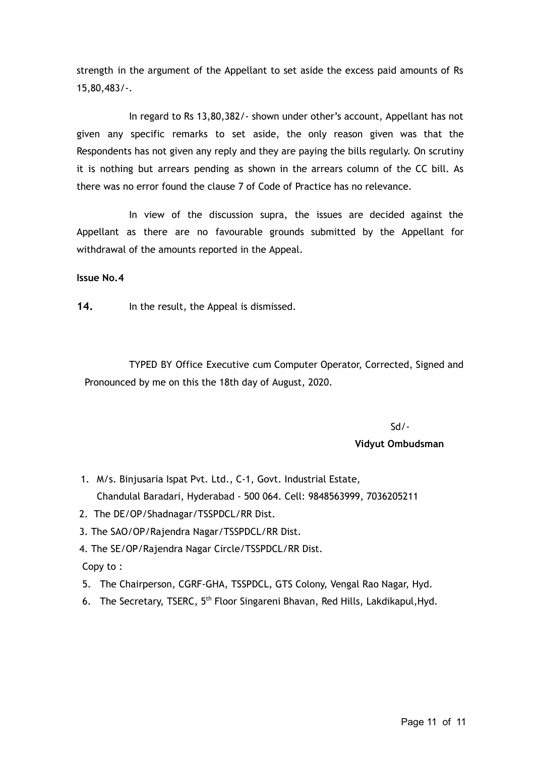strength in the argument of the Appellant to set aside the excess paid amounts of Rs 15,80,483/-.

In regard to Rs 13,80,382/- shown under other's account, Appellant has not given any specific remarks to set aside, the only reason given was that the Respondents has not given any reply and they are paying the bills regularly. On scrutiny it is nothing but arrears pending as shown in the arrears column of the CC bill. As there was no error found the clause 7 of Code of Practice has no relevance.

In view of the discussion supra, the issues are decided against the Appellant as there are no favourable grounds submitted by the Appellant for withdrawal of the amounts reported in the Appeal.

**Issue No.4**

**14.** In the result, the Appeal is dismissed.

TYPED BY Office Executive cum Computer Operator, Corrected, Signed and Pronounced by me on this the 18th day of August, 2020.

Sd/-

**Vidyut Ombudsman**

1. M/s. Binjusaria Ispat Pvt. Ltd., C-1, Govt. Industrial Estate, Chandulal Baradari, Hyderabad - 500 064. Cell: 9848563999, 7036205211
2. The DE/OP/Shadnagar/TSSPDCL/RR Dist.
3. The SAO/OP/Rajendra Nagar/TSSPDCL/RR Dist.
4. The SE/OP/Rajendra Nagar Circle/TSSPDCL/RR Dist.

Copy to :

5. The Chairperson, CGRF-GHA, TSSPDCL, GTS Colony, Vengal Rao Nagar, Hyd.
6. The Secretary, TSERC, 5th Floor Singareni Bhavan, Red Hills, Lakdikapul,Hyd.